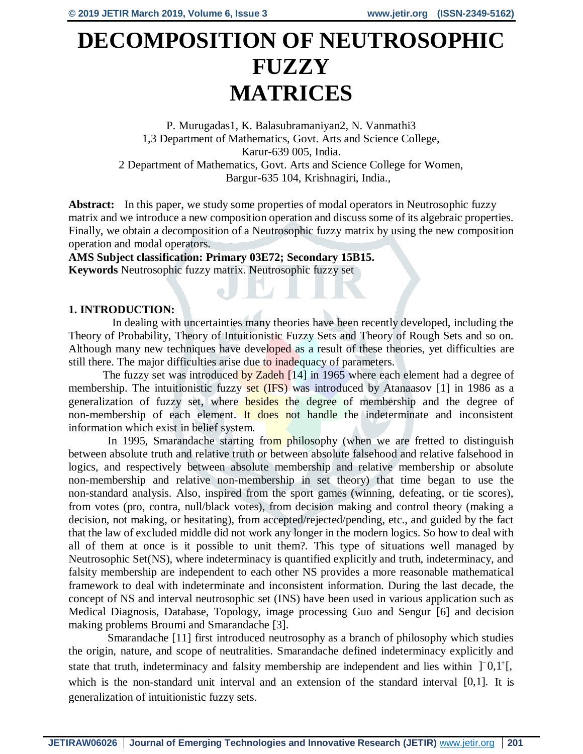# DECOMPOSITION OF NEUTROSOPHIC FUZZY MATRICES

P. Murugadas1, K. Balasubramaniyan2, N. Vanmathi3
1,3 Department of Mathematics, Govt. Arts and Science College, Karur-639 005, India.
2 Department of Mathematics, Govt. Arts and Science College for Women, Bargur-635 104, Krishnagiri, India.,

**Abstract:** In this paper, we study some properties of modal operators in Neutrosophic fuzzy matrix and we introduce a new composition operation and discuss some of its algebraic properties. Finally, we obtain a decomposition of a Neutrosophic fuzzy matrix by using the new composition operation and modal operators.

**AMS Subject classification: Primary 03E72; Secondary 15B15.**

**Keywords** Neutrosophic fuzzy matrix. Neutrosophic fuzzy set

## 1. INTRODUCTION:

In dealing with uncertainties many theories have been recently developed, including the Theory of Probability, Theory of Intuitionistic Fuzzy Sets and Theory of Rough Sets and so on. Although many new techniques have developed as a result of these theories, yet difficulties are still there. The major difficulties arise due to inadequacy of parameters.

The fuzzy set was introduced by Zadeh [14] in 1965 where each element had a degree of membership. The intuitionistic fuzzy set (IFS) was introduced by Atanaasov [1] in 1986 as a generalization of fuzzy set, where besides the degree of membership and the degree of non-membership of each element. It does not handle the indeterminate and inconsistent information which exist in belief system.

In 1995, Smarandache starting from philosophy (when we are fretted to distinguish between absolute truth and relative truth or between absolute falsehood and relative falsehood in logics, and respectively between absolute membership and relative membership or absolute non-membership and relative non-membership in set theory) that time began to use the non-standard analysis. Also, inspired from the sport games (winning, defeating, or tie scores), from votes (pro, contra, null/black votes), from decision making and control theory (making a decision, not making, or hesitating), from accepted/rejected/pending, etc., and guided by the fact that the law of excluded middle did not work any longer in the modern logics. So how to deal with all of them at once is it possible to unit them?. This type of situations well managed by Neutrosophic Set(NS), where indeterminacy is quantified explicitly and truth, indeterminacy, and falsity membership are independent to each other NS provides a more reasonable mathematical framework to deal with indeterminate and inconsistent information. During the last decade, the concept of NS and interval neutrosophic set (INS) have been used in various application such as Medical Diagnosis, Database, Topology, image processing Guo and Sengur [6] and decision making problems Broumi and Smarandache [3].

Smarandache [11] first introduced neutrosophy as a branch of philosophy which studies the origin, nature, and scope of neutralities. Smarandache defined indeterminacy explicitly and state that truth, indeterminacy and falsity membership are independent and lies within $]^{-}0,1^{+}[$, which is the non-standard unit interval and an extension of the standard interval [0,1]. It is generalization of intuitionistic fuzzy sets.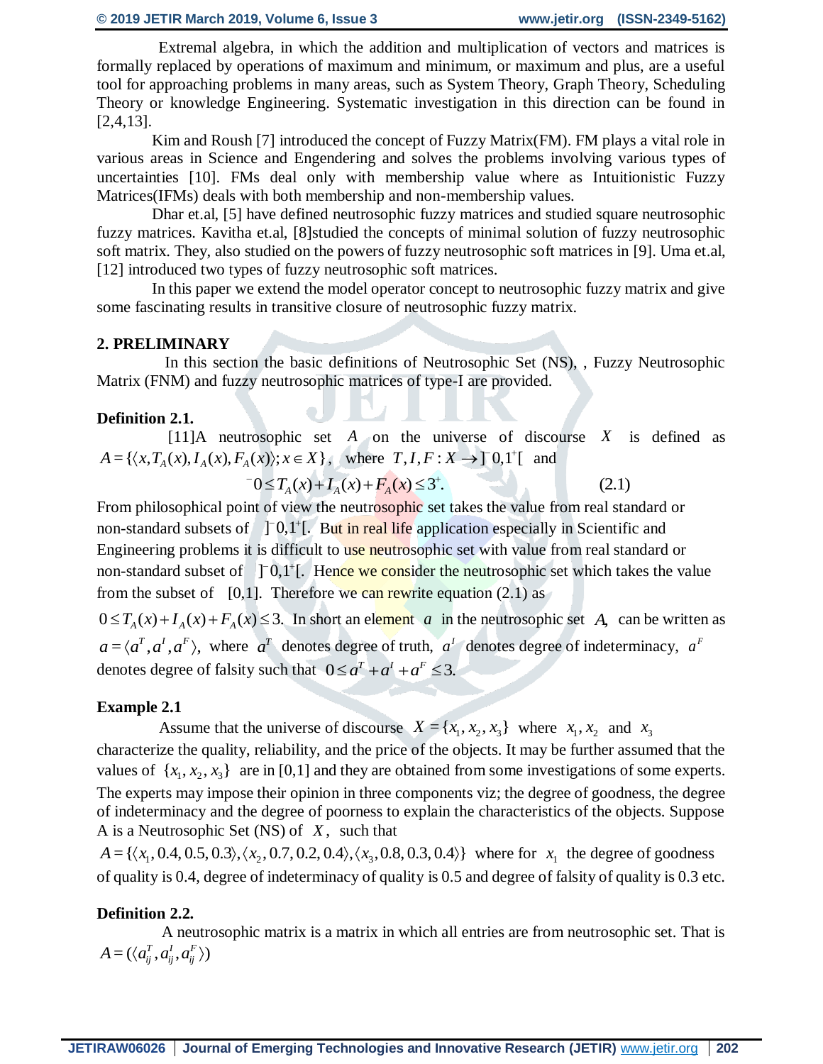Extremal algebra, in which the addition and multiplication of vectors and matrices is formally replaced by operations of maximum and minimum, or maximum and plus, are a useful tool for approaching problems in many areas, such as System Theory, Graph Theory, Scheduling Theory or knowledge Engineering. Systematic investigation in this direction can be found in [2,4,13].

Kim and Roush [7] introduced the concept of Fuzzy Matrix(FM). FM plays a vital role in various areas in Science and Engendering and solves the problems involving various types of uncertainties [10]. FMs deal only with membership value where as Intuitionistic Fuzzy Matrices(IFMs) deals with both membership and non-membership values.

Dhar et.al, [5] have defined neutrosophic fuzzy matrices and studied square neutrosophic fuzzy matrices. Kavitha et.al, [8]studied the concepts of minimal solution of fuzzy neutrosophic soft matrix. They, also studied on the powers of fuzzy neutrosophic soft matrices in [9]. Uma et.al, [12] introduced two types of fuzzy neutrosophic soft matrices.

In this paper we extend the model operator concept to neutrosophic fuzzy matrix and give some fascinating results in transitive closure of neutrosophic fuzzy matrix.

## 2. PRELIMINARY

In this section the basic definitions of Neutrosophic Set (NS), , Fuzzy Neutrosophic Matrix (FNM) and fuzzy neutrosophic matrices of type-I are provided.

**Definition 2.1.**

[11]A neutrosophic set $A$ on the universe of discourse $X$ is defined as $A = \{\langle x, T_A(x), I_A(x), F_A(x)\rangle; x \in X\}$, where $T, I, F : X \rightarrow ]^-0, 1^+[$ and

$$^-0 \le T_A(x) + I_A(x) + F_A(x) \le 3^+. \quad (2.1)$$

From philosophical point of view the neutrosophic set takes the value from real standard or non-standard subsets of $]^-0,1^+[$. But in real life application especially in Scientific and Engineering problems it is difficult to use neutrosophic set with value from real standard or non-standard subset of $]^-0,1^+[$. Hence we consider the neutrosophic set which takes the value from the subset of $[0,1]$. Therefore we can rewrite equation (2.1) as $0 \le T_A(x) + I_A(x) + F_A(x) \le 3.$ In short an element $a$ in the neutrosophic set $A$, can be written as $a = \langle a^T, a^I, a^F\rangle,$ where $a^T$ denotes degree of truth, $a^I$ denotes degree of indeterminacy, $a^F$ denotes degree of falsity such that $0 \le a^T + a^I + a^F \le 3.$

**Example 2.1**

Assume that the universe of discourse $X = \{x_1, x_2, x_3\}$ where $x_1, x_2$ and $x_3$ characterize the quality, reliability, and the price of the objects. It may be further assumed that the values of $\{x_1, x_2, x_3\}$ are in [0,1] and they are obtained from some investigations of some experts. The experts may impose their opinion in three components viz; the degree of goodness, the degree of indeterminacy and the degree of poorness to explain the characteristics of the objects. Suppose A is a Neutrosophic Set (NS) of $X$, such that

$A = \{\langle x_1, 0.4, 0.5, 0.3\rangle, \langle x_2, 0.7, 0.2, 0.4\rangle, \langle x_3, 0.8, 0.3, 0.4\rangle\}$ where for $x_1$ the degree of goodness of quality is 0.4, degree of indeterminacy of quality is 0.5 and degree of falsity of quality is 0.3 etc.

**Definition 2.2.**

A neutrosophic matrix is a matrix in which all entries are from neutrosophic set. That is $A = (\langle a_{ij}^T, a_{ij}^I, a_{ij}^F\rangle)$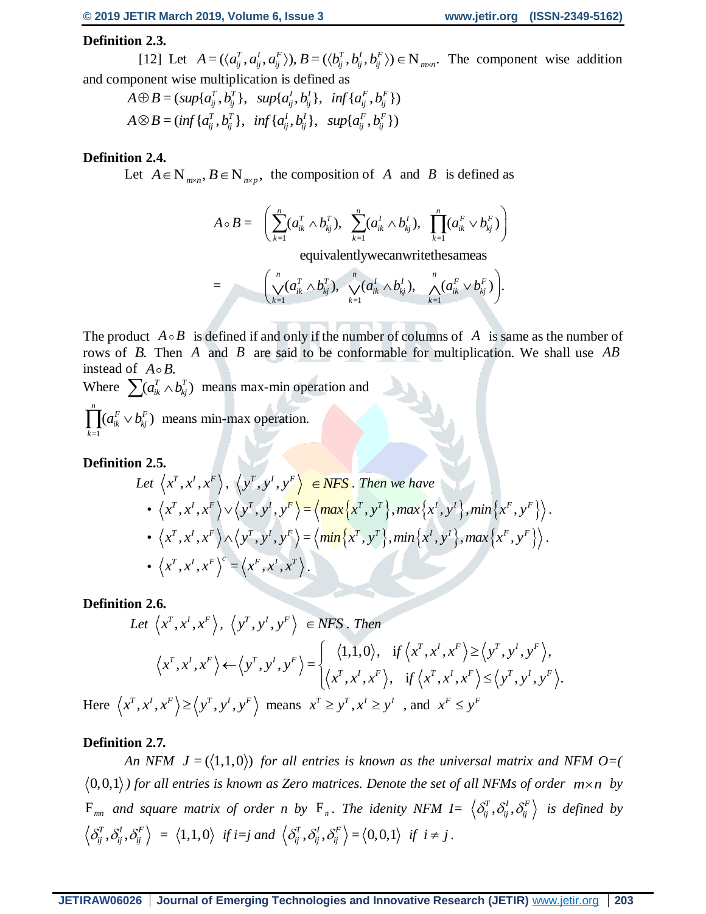**Definition 2.3.**

[12] Let $A = (\langle a_{ij}^T, a_{ij}^I, a_{ij}^F \rangle), B = (\langle b_{ij}^T, b_{ij}^I, b_{ij}^F \rangle) \in \mathrm{N}_{m \times n}$. The component wise addition and component wise multiplication is defined as

$$A \oplus B = (sup\{a_{ij}^T, b_{ij}^T\},\ \ sup\{a_{ij}^I, b_{ij}^I\},\ \ inf\{a_{ij}^F, b_{ij}^F\})$$

$$A \otimes B = (inf\{a_{ij}^T, b_{ij}^T\},\ \ inf\{a_{ij}^I, b_{ij}^I\},\ \ sup\{a_{ij}^F, b_{ij}^F\})$$

**Definition 2.4.**

Let $A \in \mathrm{N}_{m \times n}, B \in \mathrm{N}_{n \times p}$, the composition of $A$ and $B$ is defined as

$$A \circ B = \left( \sum_{k=1}^{n} (a_{ik}^T \wedge b_{kj}^T),\ \ \sum_{k=1}^{n} (a_{ik}^I \wedge b_{kj}^I),\ \ \prod_{k=1}^{n} (a_{ik}^F \vee b_{kj}^F) \right)$$

equivalentlywecanwritethesameas

$$= \left( \bigvee_{k=1}^{n} (a_{ik}^T \wedge b_{kj}^T),\ \ \bigvee_{k=1}^{n} (a_{ik}^I \wedge b_{kj}^I),\ \ \bigwedge_{k=1}^{n} (a_{ik}^F \vee b_{kj}^F) \right).$$

The product $A \circ B$ is defined if and only if the number of columns of $A$ is same as the number of rows of $B$. Then $A$ and $B$ are said to be conformable for multiplication. We shall use $AB$ instead of $A \circ B$.

Where $\sum (a_{ik}^T \wedge b_{kj}^T)$ means max-min operation and

$\prod_{k=1}^{n} (a_{ik}^F \vee b_{kj}^F)$ means min-max operation.

**Definition 2.5.**

*Let* $\langle x^T, x^I, x^F \rangle,\ \langle y^T, y^I, y^F \rangle\ \in NFS$. *Then we have*

- $\langle x^T, x^I, x^F \rangle \vee \langle y^T, y^I, y^F \rangle = \langle max\{x^T, y^T\}, max\{x^I, y^I\}, min\{x^F, y^F\} \rangle$.
- $\langle x^T, x^I, x^F \rangle \wedge \langle y^T, y^I, y^F \rangle = \langle min\{x^T, y^T\}, min\{x^I, y^I\}, max\{x^F, y^F\} \rangle$.
- $\langle x^T, x^I, x^F \rangle^c = \langle x^F, x^I, x^T \rangle$.

**Definition 2.6.**

*Let* $\langle x^T, x^I, x^F \rangle,\ \langle y^T, y^I, y^F \rangle\ \in NFS$. *Then*

$$\langle x^T, x^I, x^F \rangle \leftarrow \langle y^T, y^I, y^F \rangle = \begin{cases} \langle 1,1,0 \rangle, & \text{if } \langle x^T, x^I, x^F \rangle \geq \langle y^T, y^I, y^F \rangle, \\ \langle x^T, x^I, x^F \rangle, & \text{if } \langle x^T, x^I, x^F \rangle \leq \langle y^T, y^I, y^F \rangle. \end{cases}$$

Here $\langle x^T, x^I, x^F \rangle \geq \langle y^T, y^I, y^F \rangle$ means $x^T \geq y^T, x^I \geq y^I$ , and $x^F \leq y^F$

**Definition 2.7.**

*An NFM* $J = (\langle 1,1,0 \rangle)$ *for all entries is known as the universal matrix and NFM O=(* $\langle 0,0,1 \rangle$*) for all entries is known as Zero matrices. Denote the set of all NFMs of order* $m \times n$ *by* $\mathrm{F}_{mn}$ *and square matrix of order n by* $\mathrm{F}_n$. *The idenity NFM I=* $\langle \delta_{ij}^T, \delta_{ij}^I, \delta_{ij}^F \rangle$ *is defined by* $\langle \delta_{ij}^T, \delta_{ij}^I, \delta_{ij}^F \rangle = \langle 1,1,0 \rangle$ *if i=j and* $\langle \delta_{ij}^T, \delta_{ij}^I, \delta_{ij}^F \rangle = \langle 0,0,1 \rangle$ *if* $i \neq j$.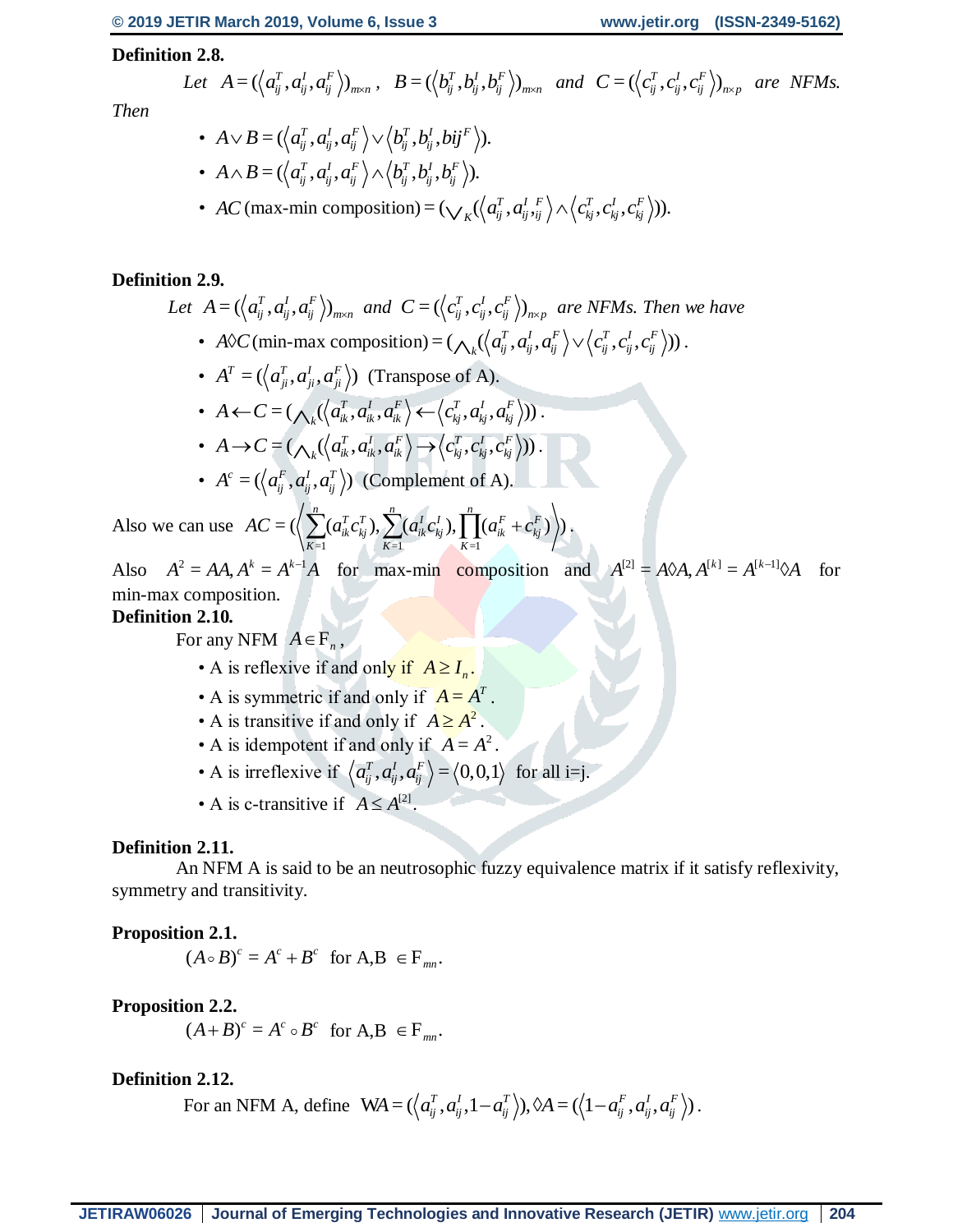**Definition 2.8.**

Let $A = (\langle a_{ij}^T, a_{ij}^I, a_{ij}^F \rangle)_{m \times n}$, $B = (\langle b_{ij}^T, b_{ij}^I, b_{ij}^F \rangle)_{m \times n}$ and $C = (\langle c_{ij}^T, c_{ij}^I, c_{ij}^F \rangle)_{n \times p}$ are NFMs. Then

- $A \vee B = (\langle a_{ij}^T, a_{ij}^I, a_{ij}^F \rangle \vee \langle b_{ij}^T, b_{ij}^I, bij^F \rangle)$.
- $A \wedge B = (\langle a_{ij}^T, a_{ij}^I, a_{ij}^F \rangle \wedge \langle b_{ij}^T, b_{ij}^I, b_{ij}^F \rangle)$.
- $AC$ (max-min composition) $= (\vee_K (\langle a_{ij}^T, a_{ij}^I, {}_{ij}^F \rangle \wedge \langle c_{kj}^T, c_{kj}^I, c_{kj}^F \rangle))$.

**Definition 2.9.**

Let $A = (\langle a_{ij}^T, a_{ij}^I, a_{ij}^F \rangle)_{m \times n}$ and $C = (\langle c_{ij}^T, c_{ij}^I, c_{ij}^F \rangle)_{n \times p}$ are NFMs. Then we have

- $A \lozenge C$ (min-max composition) $= (\wedge_k (\langle a_{ij}^T, a_{ij}^I, a_{ij}^F \rangle \vee \langle c_{ij}^T, c_{ij}^I, c_{ij}^F \rangle))$.
- $A^T = (\langle a_{ji}^T, a_{ji}^I, a_{ji}^F \rangle)$ (Transpose of A).
- $A \leftarrow C = (\wedge_k (\langle a_{ik}^T, a_{ik}^I, a_{ik}^F \rangle \leftarrow \langle c_{kj}^T, a_{kj}^I, a_{kj}^F \rangle))$.
- $A \rightarrow C = (\wedge_k (\langle a_{ik}^T, a_{ik}^I, a_{ik}^F \rangle \rightarrow \langle c_{kj}^T, c_{kj}^I, c_{kj}^F \rangle))$.
- $A^c = (\langle a_{ij}^F, a_{ij}^I, a_{ij}^T \rangle)$ (Complement of A).

Also we can use $AC = (\left\langle \sum_{K=1}^{n} (a_{ik}^T c_{kj}^T), \sum_{K=1}^{n} (a_{ik}^I c_{kj}^I), \prod_{K=1}^{n} (a_{ik}^F + c_{kj}^F) \right\rangle)$.

Also $A^2 = AA, A^k = A^{k-1}A$ for max-min composition and $A^{[2]} = A \lozenge A, A^{[k]} = A^{[k-1]} \lozenge A$ for min-max composition.

**Definition 2.10.**

For any NFM $A \in F_n$,

- A is reflexive if and only if $A \geq I_n$.
- A is symmetric if and only if $A = A^T$.
- A is transitive if and only if $A \geq A^2$.
- A is idempotent if and only if $A = A^2$.
- A is irreflexive if $\langle a_{ij}^T, a_{ij}^I, a_{ij}^F \rangle = \langle 0, 0, 1 \rangle$ for all i=j.
- A is c-transitive if $A \leq A^{[2]}$.

**Definition 2.11.**

An NFM A is said to be an neutrosophic fuzzy equivalence matrix if it satisfy reflexivity, symmetry and transitivity.

**Proposition 2.1.**

$(A \circ B)^c = A^c + B^c$ for A,B $\in F_{mn}$.

**Proposition 2.2.**

$(A + B)^c = A^c \circ B^c$ for A,B $\in F_{mn}$.

**Definition 2.12.**

For an NFM A, define $\text{W}A = (\langle a_{ij}^T, a_{ij}^I, 1 - a_{ij}^T \rangle), \lozenge A = (\langle 1 - a_{ij}^F, a_{ij}^I, a_{ij}^F \rangle)$.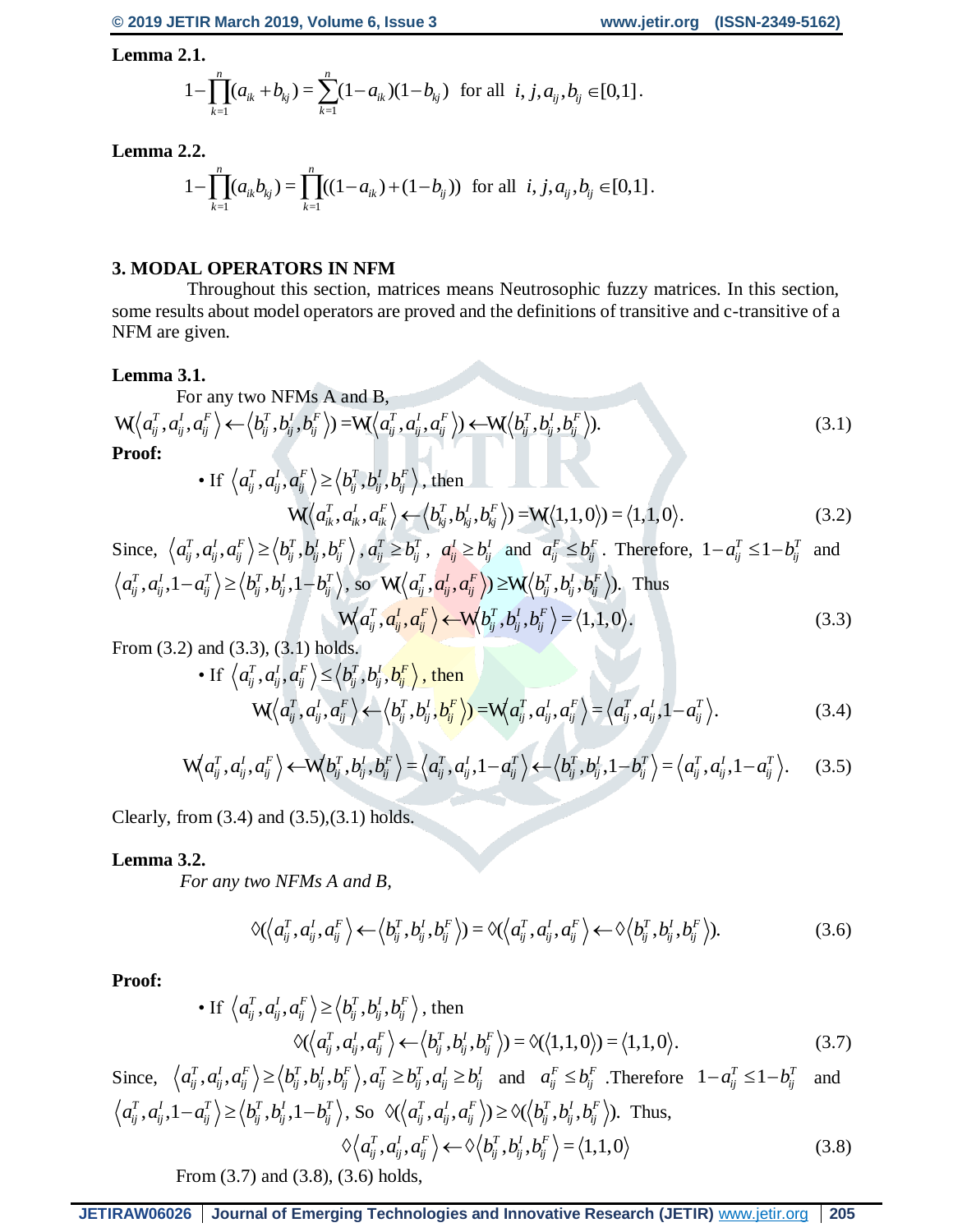**Lemma 2.1.**

$$1-\prod_{k=1}^{n}(a_{ik}+b_{kj})=\sum_{k=1}^{n}(1-a_{ik})(1-b_{kj}) \text{ for all } i,j,a_{ij},b_{ij}\in[0,1].$$

**Lemma 2.2.**

$$1-\prod_{k=1}^{n}(a_{ik}b_{kj})=\prod_{k=1}^{n}((1-a_{ik})+(1-b_{ij})) \text{ for all } i,j,a_{ij},b_{ij}\in[0,1].$$

## 3. MODAL OPERATORS IN NFM

Throughout this section, matrices means Neutrosophic fuzzy matrices. In this section, some results about model operators are proved and the definitions of transitive and c-transitive of a NFM are given.

**Lemma 3.1.**

For any two NFMs A and B,

$$W(\langle a_{ij}^T,a_{ij}^I,a_{ij}^F\rangle \leftarrow \langle b_{ij}^T,b_{ij}^I,b_{ij}^F\rangle) = W(\langle a_{ij}^T,a_{ij}^I,a_{ij}^F\rangle) \leftarrow W(\langle b_{ij}^T,b_{ij}^I,b_{ij}^F\rangle). \tag{3.1}$$

**Proof:**

- If $\langle a_{ij}^T,a_{ij}^I,a_{ij}^F\rangle \geq \langle b_{ij}^T,b_{ij}^I,b_{ij}^F\rangle$, then

$$W(\langle a_{ik}^T,a_{ik}^I,a_{ik}^F\rangle \leftarrow \langle b_{kj}^T,b_{kj}^I,b_{kj}^F\rangle) = W(\langle 1,1,0\rangle) = \langle 1,1,0\rangle. \tag{3.2}$$

Since, $\langle a_{ij}^T,a_{ij}^I,a_{ij}^F\rangle \geq \langle b_{ij}^T,b_{ij}^I,b_{ij}^F\rangle$, $a_{ij}^T \geq b_{ij}^T$, $a_{ij}^I \geq b_{ij}^I$ and $a_{ij}^F \leq b_{ij}^F$. Therefore, $1-a_{ij}^T \leq 1-b_{ij}^T$ and $\langle a_{ij}^T,a_{ij}^I,1-a_{ij}^T\rangle \geq \langle b_{ij}^T,b_{ij}^I,1-b_{ij}^T\rangle$, so $W(\langle a_{ij}^T,a_{ij}^I,a_{ij}^F\rangle) \geq W(\langle b_{ij}^T,b_{ij}^I,b_{ij}^F\rangle)$. Thus

$$W\langle a_{ij}^T,a_{ij}^I,a_{ij}^F\rangle \leftarrow W\langle b_{ij}^T,b_{ij}^I,b_{ij}^F\rangle = \langle 1,1,0\rangle. \tag{3.3}$$

From (3.2) and (3.3), (3.1) holds.

- If $\langle a_{ij}^T,a_{ij}^I,a_{ij}^F\rangle \leq \langle b_{ij}^T,b_{ij}^I,b_{ij}^F\rangle$, then

$$W(\langle a_{ij}^T,a_{ij}^I,a_{ij}^F\rangle \leftarrow \langle b_{ij}^T,b_{ij}^I,b_{ij}^F\rangle) = W\langle a_{ij}^T,a_{ij}^I,a_{ij}^F\rangle = \langle a_{ij}^T,a_{ij}^I,1-a_{ij}^T\rangle. \tag{3.4}$$

$$W\langle a_{ij}^T,a_{ij}^I,a_{ij}^F\rangle \leftarrow W\langle b_{ij}^T,b_{ij}^I,b_{ij}^F\rangle = \langle a_{ij}^T,a_{ij}^I,1-a_{ij}^T\rangle \leftarrow \langle b_{ij}^T,b_{ij}^I,1-b_{ij}^T\rangle = \langle a_{ij}^T,a_{ij}^I,1-a_{ij}^T\rangle. \tag{3.5}$$

Clearly, from (3.4) and (3.5),(3.1) holds.

**Lemma 3.2.**

*For any two NFMs A and B,*

$$\Diamond(\langle a_{ij}^T,a_{ij}^I,a_{ij}^F\rangle \leftarrow \langle b_{ij}^T,b_{ij}^I,b_{ij}^F\rangle) = \Diamond(\langle a_{ij}^T,a_{ij}^I,a_{ij}^F\rangle \leftarrow \Diamond\langle b_{ij}^T,b_{ij}^I,b_{ij}^F\rangle). \tag{3.6}$$

**Proof:**

- If $\langle a_{ij}^T,a_{ij}^I,a_{ij}^F\rangle \geq \langle b_{ij}^T,b_{ij}^I,b_{ij}^F\rangle$, then

$$\Diamond(\langle a_{ij}^T,a_{ij}^I,a_{ij}^F\rangle \leftarrow \langle b_{ij}^T,b_{ij}^I,b_{ij}^F\rangle) = \Diamond(\langle 1,1,0\rangle) = \langle 1,1,0\rangle. \tag{3.7}$$

Since, $\langle a_{ij}^T,a_{ij}^I,a_{ij}^F\rangle \geq \langle b_{ij}^T,b_{ij}^I,b_{ij}^F\rangle$, $a_{ij}^T \geq b_{ij}^T$, $a_{ij}^I \geq b_{ij}^I$ and $a_{ij}^F \leq b_{ij}^F$ .Therefore $1-a_{ij}^T \leq 1-b_{ij}^T$ and $\langle a_{ij}^T,a_{ij}^I,1-a_{ij}^T\rangle \geq \langle b_{ij}^T,b_{ij}^I,1-b_{ij}^T\rangle$, So $\Diamond(\langle a_{ij}^T,a_{ij}^I,a_{ij}^F\rangle) \geq \Diamond(\langle b_{ij}^T,b_{ij}^I,b_{ij}^F\rangle)$. Thus,

$$\Diamond\langle a_{ij}^T,a_{ij}^I,a_{ij}^F\rangle \leftarrow \Diamond\langle b_{ij}^T,b_{ij}^I,b_{ij}^F\rangle = \langle 1,1,0\rangle \tag{3.8}$$

From (3.7) and (3.8), (3.6) holds,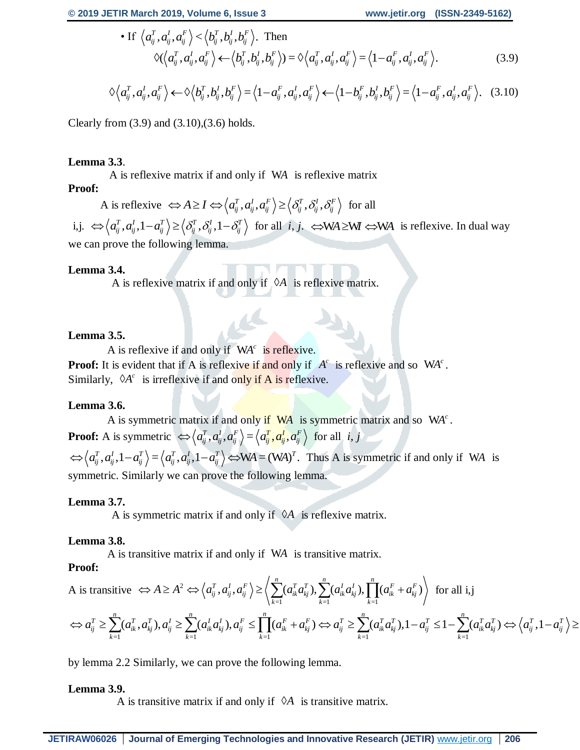- If $\langle a_{ij}^T, a_{ij}^I, a_{ij}^F \rangle < \langle b_{ij}^T, b_{ij}^I, b_{ij}^F \rangle$. Then

$$\Diamond(\langle a_{ij}^T, a_{ij}^I, a_{ij}^F \rangle \leftarrow \langle b_{ij}^T, b_{ij}^I, b_{ij}^F \rangle) = \Diamond\langle a_{ij}^T, a_{ij}^I, a_{ij}^F \rangle = \langle 1-a_{ij}^F, a_{ij}^I, a_{ij}^F \rangle. \quad (3.9)$$

$$\Diamond\langle a_{ij}^T, a_{ij}^I, a_{ij}^F \rangle \leftarrow \Diamond\langle b_{ij}^T, b_{ij}^I, b_{ij}^F \rangle = \langle 1-a_{ij}^F, a_{ij}^I, a_{ij}^F \rangle \leftarrow \langle 1-b_{ij}^F, b_{ij}^I, b_{ij}^F \rangle = \langle 1-a_{ij}^F, a_{ij}^I, a_{ij}^F \rangle. \quad (3.10)$$

Clearly from (3.9) and (3.10),(3.6) holds.

**Lemma 3.3**.

A is reflexive matrix if and only if $WA$ is reflexive matrix

**Proof:**

A is reflexive $\Leftrightarrow A \geq I \Leftrightarrow \langle a_{ij}^T, a_{ij}^I, a_{ij}^F \rangle \geq \langle \delta_{ij}^T, \delta_{ij}^I, \delta_{ij}^F \rangle$ for all i,j. $\Leftrightarrow \langle a_{ij}^T, a_{ij}^I, 1-a_{ij}^T \rangle \geq \langle \delta_{ij}^T, \delta_{ij}^I, 1-\delta_{ij}^T \rangle$ for all $i, j$. $\Leftrightarrow WA \geq WI \Leftrightarrow WA$ is reflexive. In dual way we can prove the following lemma.

**Lemma 3.4.**

A is reflexive matrix if and only if $\Diamond A$ is reflexive matrix.

**Lemma 3.5.**

A is reflexive if and only if $WA^c$ is reflexive.

**Proof:** It is evident that if A is reflexive if and only if $A^c$ is reflexive and so $WA^c$. Similarly, $\Diamond A^c$ is irreflexive if and only if A is reflexive.

**Lemma 3.6.**

A is symmetric matrix if and only if $WA$ is symmetric matrix and so $WA^c$.

**Proof:** A is symmetric $\Leftrightarrow \langle a_{ij}^T, a_{ij}^I, a_{ij}^F \rangle = \langle a_{ij}^T, a_{ij}^I, a_{ij}^F \rangle$ for all $i, j$ $\Leftrightarrow \langle a_{ij}^T, a_{ij}^I, 1-a_{ij}^T \rangle = \langle a_{ij}^T, a_{ij}^I, 1-a_{ij}^T \rangle \Leftrightarrow WA = (WA)^T$. Thus A is symmetric if and only if $WA$ is symmetric. Similarly we can prove the following lemma.

**Lemma 3.7.**

A is symmetric matrix if and only if $\Diamond A$ is reflexive matrix.

**Lemma 3.8.**

A is transitive matrix if and only if $WA$ is transitive matrix.

**Proof:**

A is transitive $\Leftrightarrow A \geq A^2 \Leftrightarrow \langle a_{ij}^T, a_{ij}^I, a_{ij}^F \rangle \geq \left\langle \sum_{k=1}^{n}(a_{ik}^T a_{kj}^T), \sum_{k=1}^{n}(a_{ik}^I a_{kj}^I), \prod_{k=1}^{n}(a_{ik}^F + a_{kj}^F) \right\rangle$ for all i,j

$\Leftrightarrow a_{ij}^T \geq \sum_{k=1}^{n}(a_{ik}^T, a_{kj}^T), a_{ij}^I \geq \sum_{k=1}^{n}(a_{ik}^I a_{kj}^I), a_{ij}^F \leq \prod_{k=1}^{n}(a_{ik}^F + a_{kj}^F) \Leftrightarrow a_{ij}^T \geq \sum_{k=1}^{n}(a_{ik}^T a_{kj}^T), 1-a_{ij}^T \leq 1-\sum_{k=1}^{n}(a_{ik}^T a_{kj}^T) \Leftrightarrow \langle a_{ij}^T, 1-a_{ij}^T \rangle \geq$

by lemma 2.2 Similarly, we can prove the following lemma.

**Lemma 3.9.**

A is transitive matrix if and only if $\Diamond A$ is transitive matrix.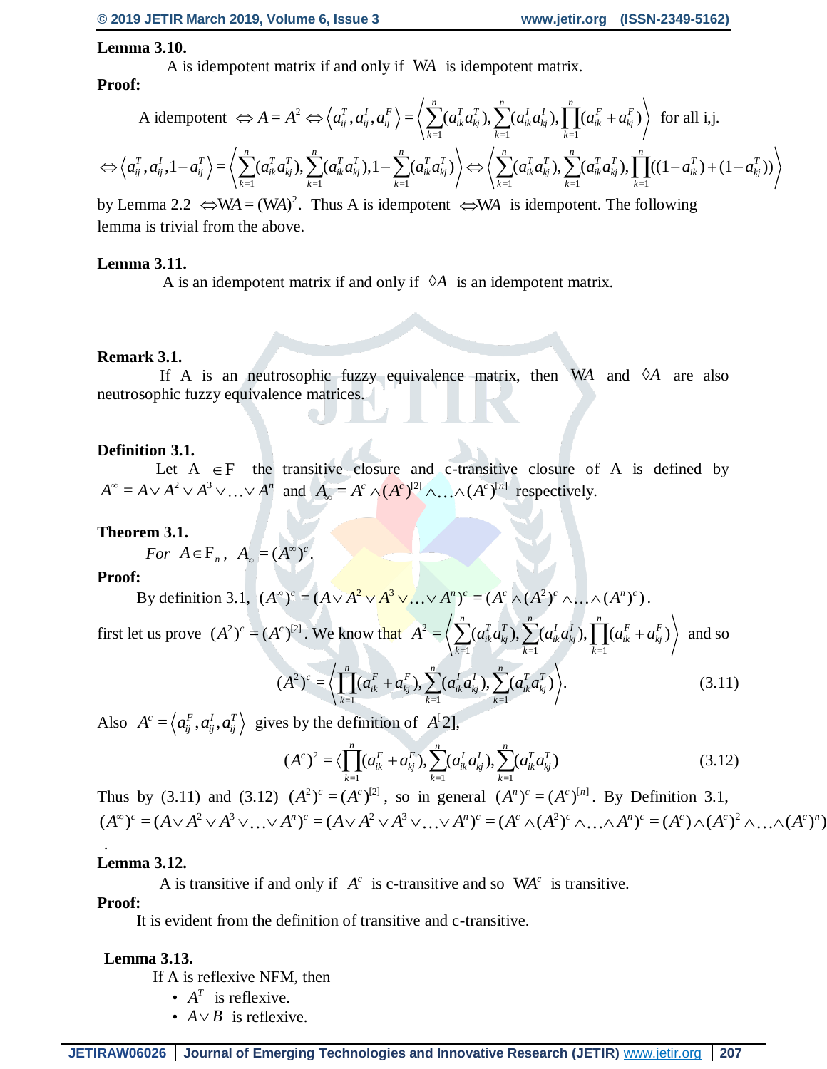**Lemma 3.10.**

A is idempotent matrix if and only if $WA$ is idempotent matrix.

**Proof:**

$$\text{A idempotent } \Leftrightarrow A = A^2 \Leftrightarrow \left\langle a_{ij}^T, a_{ij}^I, a_{ij}^F \right\rangle = \left\langle \sum_{k=1}^{n} (a_{ik}^T a_{kj}^T), \sum_{k=1}^{n} (a_{ik}^I a_{kj}^I), \prod_{k=1}^{n} (a_{ik}^F + a_{kj}^F) \right\rangle \text{ for all i,j.}$$

$$\Leftrightarrow \left\langle a_{ij}^T, a_{ij}^I, 1 - a_{ij}^T \right\rangle = \left\langle \sum_{k=1}^{n} (a_{ik}^T a_{kj}^T), \sum_{k=1}^{n} (a_{ik}^T a_{kj}^T), 1 - \sum_{k=1}^{n} (a_{ik}^T a_{kj}^T) \right\rangle \Leftrightarrow \left\langle \sum_{k=1}^{n} (a_{ik}^T a_{kj}^T), \sum_{k=1}^{n} (a_{ik}^T a_{kj}^T), \prod_{k=1}^{n} ((1 - a_{ik}^T) + (1 - a_{kj}^T)) \right\rangle$$

by Lemma 2.2 $\Leftrightarrow WA = (WA)^2$. Thus A is idempotent $\Leftrightarrow WA$ is idempotent. The following lemma is trivial from the above.

**Lemma 3.11.**

A is an idempotent matrix if and only if $\lozenge A$ is an idempotent matrix.

**Remark 3.1.**

If A is an neutrosophic fuzzy equivalence matrix, then $WA$ and $\lozenge A$ are also neutrosophic fuzzy equivalence matrices.

**Definition 3.1.**

Let A $\in \mathrm{F}$ the transitive closure and c-transitive closure of A is defined by $A^{\infty} = A \vee A^2 \vee A^3 \vee \ldots \vee A^n$ and $A_{\infty} = A^c \wedge (A^c)^{[2]} \wedge \ldots \wedge (A^c)^{[n]}$ respectively.

**Theorem 3.1.**

*For* $A \in \mathrm{F}_n$, $A_{\infty} = (A^{\infty})^c$.

**Proof:**

By definition 3.1, $(A^{\infty})^c = (A \vee A^2 \vee A^3 \vee \ldots \vee A^n)^c = (A^c \wedge (A^2)^c \wedge \ldots \wedge (A^n)^c)$.

first let us prove $(A^2)^c = (A^c)^{[2]}$. We know that $A^2 = \left\langle \sum_{k=1}^{n} (a_{ik}^T a_{kj}^T), \sum_{k=1}^{n} (a_{ik}^I a_{kj}^I), \prod_{k=1}^{n} (a_{ik}^F + a_{kj}^F) \right\rangle$ and so

$$(A^2)^c = \left\langle \prod_{k=1}^{n} (a_{ik}^F + a_{kj}^F), \sum_{k=1}^{n} (a_{ik}^I a_{kj}^I), \sum_{k=1}^{n} (a_{ik}^T a_{kj}^T) \right\rangle. \tag{3.11}$$

Also $A^c = \left\langle a_{ij}^F, a_{ij}^I, a_{ij}^T \right\rangle$ gives by the definition of $A^{[}2]$,

$$(A^c)^2 = \langle \prod_{k=1}^{n} (a_{ik}^F + a_{kj}^F), \sum_{k=1}^{n} (a_{ik}^I a_{kj}^I), \sum_{k=1}^{n} (a_{ik}^T a_{kj}^T) \tag{3.12}$$

Thus by (3.11) and (3.12) $(A^2)^c = (A^c)^{[2]}$, so in general $(A^n)^c = (A^c)^{[n]}$. By Definition 3.1, $(A^{\infty})^c = (A \vee A^2 \vee A^3 \vee \ldots \vee A^n)^c = (A \vee A^2 \vee A^3 \vee \ldots \vee A^n)^c = (A^c \wedge (A^2)^c \wedge \ldots \wedge A^n)^c = (A^c) \wedge (A^c)^2 \wedge \ldots \wedge (A^c)^n)$.

**Lemma 3.12.**

A is transitive if and only if $A^c$ is c-transitive and so $WA^c$ is transitive.

**Proof:**

It is evident from the definition of transitive and c-transitive.

**Lemma 3.13.**

If A is reflexive NFM, then

- $A^T$ is reflexive.
- $A \vee B$ is reflexive.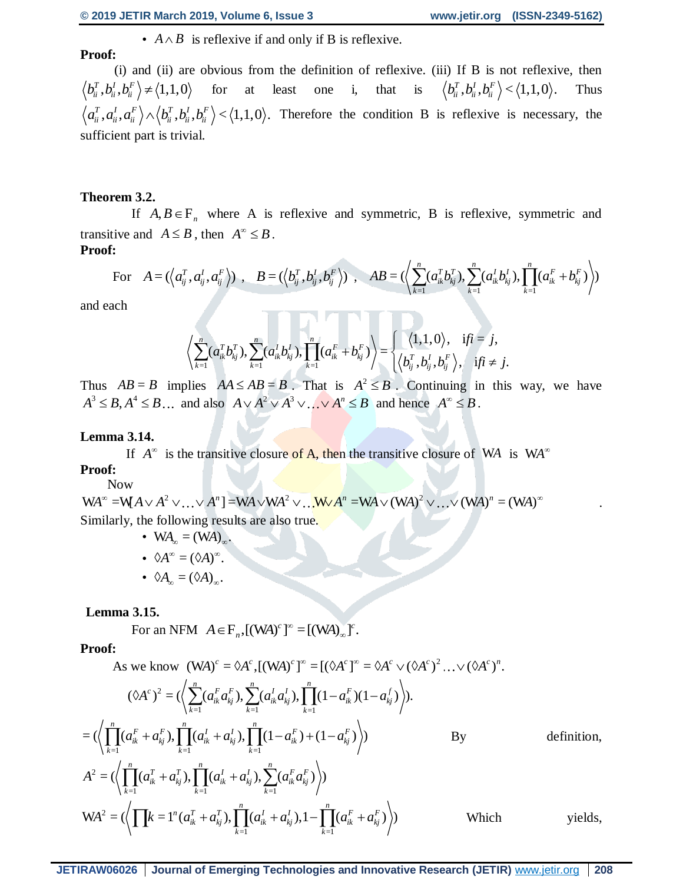- $A \wedge B$ is reflexive if and only if B is reflexive.

**Proof:**

(i) and (ii) are obvious from the definition of reflexive. (iii) If B is not reflexive, then $\langle b_{ii}^T, b_{ii}^I, b_{ii}^F \rangle \neq \langle 1,1,0 \rangle$ for at least one i, that is $\langle b_{ii}^T, b_{ii}^I, b_{ii}^F \rangle < \langle 1,1,0 \rangle$. Thus $\langle a_{ii}^T, a_{ii}^I, a_{ii}^F \rangle \wedge \langle b_{ii}^T, b_{ii}^I, b_{ii}^F \rangle < \langle 1,1,0 \rangle$. Therefore the condition B is reflexive is necessary, the sufficient part is trivial.

**Theorem 3.2.**

If $A, B \in \mathrm{F}_n$ where A is reflexive and symmetric, B is reflexive, symmetric and transitive and $A \leq B$, then $A^\infty \leq B$.

**Proof:**

$$\text{For} \quad A = (\langle a_{ij}^T, a_{ij}^I, a_{ij}^F \rangle) \ , \quad B = (\langle b_{ij}^T, b_{ij}^I, b_{ij}^F \rangle) \ , \quad AB = \left(\left\langle \sum_{k=1}^{n}(a_{ik}^T b_{kj}^T), \sum_{k=1}^{n}(a_{ik}^I b_{kj}^I), \prod_{k=1}^{n}(a_{ik}^F + b_{kj}^F) \right\rangle\right)$$

and each

$$\left\langle \sum_{k=1}^{n}(a_{ik}^T b_{kj}^T), \sum_{k=1}^{n}(a_{ik}^I b_{kj}^I), \prod_{k=1}^{n}(a_{ik}^F + b_{kj}^F) \right\rangle = \begin{cases} \langle 1,1,0 \rangle, & \text{if } i = j, \\ \langle b_{ij}^T, b_{ij}^I, b_{ij}^F \rangle, & \text{if } i \neq j. \end{cases}$$

Thus $AB = B$ implies $AA \leq AB = B$. That is $A^2 \leq B$. Continuing in this way, we have $A^3 \leq B, A^4 \leq B \ldots$ and also $A \vee A^2 \vee A^3 \vee \ldots \vee A^n \leq B$ and hence $A^\infty \leq B$.

**Lemma 3.14.**

If $A^\infty$ is the transitive closure of A, then the transitive closure of $\mathrm{W}A$ is $\mathrm{W}A^\infty$

**Proof:**

Now

$\mathrm{W}A^\infty = \mathrm{W}[A \vee A^2 \vee \ldots \vee A^n] = \mathrm{W}A \vee \mathrm{W}A^2 \vee \ldots \mathrm{W} \vee A^n = \mathrm{W}A \vee (\mathrm{W}A)^2 \vee \ldots \vee (\mathrm{W}A)^n = (\mathrm{W}A)^\infty$.

Similarly, the following results are also true.

- $\mathrm{W}A_\infty = (\mathrm{W}A)_\infty$.
- $\Diamond A^\infty = (\Diamond A)^\infty$.
- $\Diamond A_\infty = (\Diamond A)_\infty$.

**Lemma 3.15.**

For an NFM $A \in \mathrm{F}_n, [(\mathrm{W}A)^c]^\infty = [(\mathrm{W}A)_\infty]^c$.

**Proof:**

As we know $(\mathrm{W}A)^c = \Diamond A^c, [(\mathrm{W}A)^c]^\infty = [(\Diamond A^c]^\infty = \Diamond A^c \vee (\Diamond A^c)^2 \ldots \vee (\Diamond A^c)^n$.

$$(\Diamond A^c)^2 = \left(\left\langle \sum_{k=1}^{n}(a_{ik}^F a_{kj}^F), \sum_{k=1}^{n}(a_{ik}^I a_{kj}^I), \prod_{k=1}^{n}(1 - a_{ik}^F)(1 - a_{kj}^f) \right\rangle\right).$$

$$= \left(\left\langle \prod_{k=1}^{n}(a_{ik}^F + a_{kj}^F), \prod_{k=1}^{n}(a_{ik}^I + a_{kj}^I), \prod_{k=1}^{n}(1 - a_{ik}^F) + (1 - a_{kj}^F) \right\rangle\right)$$

By definition,

$$A^2 = \left(\left\langle \prod_{k=1}^{n}(a_{ik}^T + a_{kj}^T), \prod_{k=1}^{n}(a_{ik}^I + a_{kj}^I), \sum_{k=1}^{n}(a_{ik}^F a_{kj}^F) \right\rangle\right)$$

$$\mathrm{W}A^2 = \left(\left\langle \prod k = 1^n (a_{ik}^T + a_{kj}^T), \prod_{k=1}^{n}(a_{ik}^I + a_{kj}^I), 1 - \prod_{k=1}^{n}(a_{ik}^F + a_{kj}^F) \right\rangle\right)$$

Which yields,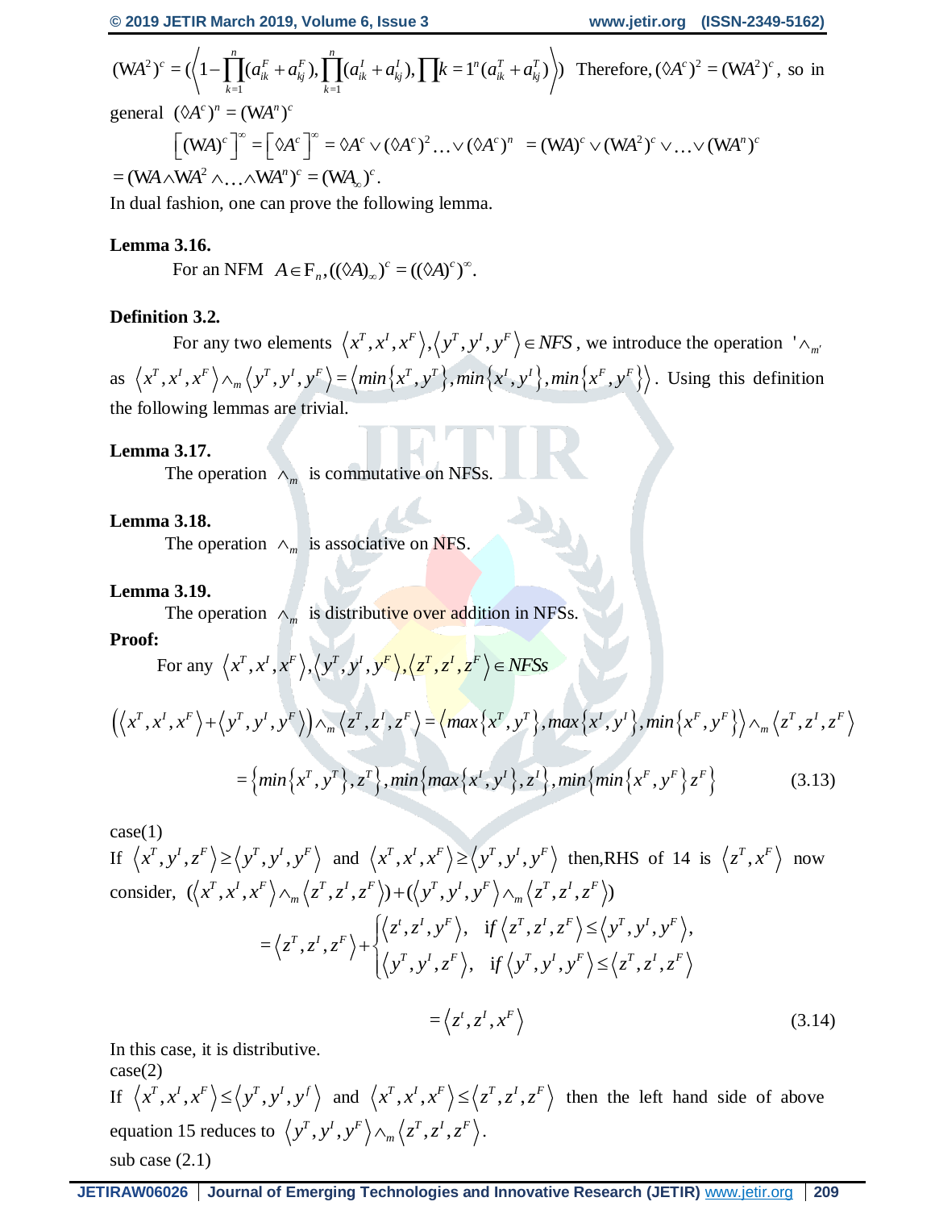$$(\text{WA}^2)^c = (\left\langle 1-\prod_{k=1}^{n}(a_{ik}^F + a_{kj}^F), \prod_{k=1}^{n}(a_{ik}^I + a_{kj}^I), \prod k = 1^n (a_{ik}^T + a_{kj}^T) \right\rangle)$$ Therefore, $(\Diamond A^c)^2 = (\text{WA}^2)^c$, so in general $(\Diamond A^c)^n = (\text{WA}^n)^c$

$$\left[(\text{WA})^c\right]^\infty = \left[\Diamond A^c\right]^\infty = \Diamond A^c \vee (\Diamond A^c)^2 \ldots \vee (\Diamond A^c)^n \ = (\text{WA})^c \vee (\text{WA}^2)^c \vee \ldots \vee (\text{WA}^n)^c$$

$$= (\text{WA} \wedge \text{WA}^2 \wedge \ldots \wedge \text{WA}^n)^c = (\text{WA}_\infty)^c.$$

In dual fashion, one can prove the following lemma.

**Lemma 3.16.**

For an NFM $A \in \mathrm{F}_n, ((\Diamond A)_\infty)^c = ((\Diamond A)^c)^\infty.$

**Definition 3.2.**

For any two elements $\langle x^T, x^I, x^F \rangle, \langle y^T, y^I, y^F \rangle \in NFS$, we introduce the operation $'\wedge_{m'}$ as $\langle x^T, x^I, x^F \rangle \wedge_m \langle y^T, y^I, y^F \rangle = \langle min\{x^T, y^T\}, min\{x^I, y^I\}, min\{x^F, y^F\} \rangle$. Using this definition the following lemmas are trivial.

**Lemma 3.17.**

The operation $\wedge_m$ is commutative on NFSs.

**Lemma 3.18.**

The operation $\wedge_m$ is associative on NFS.

**Lemma 3.19.**

The operation $\wedge_m$ is distributive over addition in NFSs.

**Proof:**

For any $\langle x^T, x^I, x^F \rangle, \langle y^T, y^I, y^F \rangle, \langle z^T, z^I, z^F \rangle \in NFSs$

$$\left(\langle x^T, x^I, x^F \rangle + \langle y^T, y^I, y^F \rangle\right) \wedge_m \langle z^T, z^I, z^F \rangle = \langle max\{x^T, y^T\}, max\{x^I, y^I\}, min\{x^F, y^F\} \rangle \wedge_m \langle z^T, z^I, z^F \rangle$$

$$= \{min\{x^T, y^T\}, z^T\}, min\{max\{x^I, y^I\}, z^I\}, min\{min\{x^F, y^F\} z^F\} \qquad (3.13)$$

case(1)

If $\langle x^T, y^I, z^F \rangle \geq \langle y^T, y^I, y^F \rangle$ and $\langle x^T, x^I, x^F \rangle \geq \langle y^T, y^I, y^F \rangle$ then,RHS of 14 is $\langle z^T, x^F \rangle$ now consider, $(\langle x^T, x^I, x^F \rangle \wedge_m \langle z^T, z^I, z^F \rangle) + (\langle y^T, y^I, y^F \rangle \wedge_m \langle z^T, z^I, z^F \rangle)$

$$= \langle z^T, z^I, z^F \rangle + \begin{cases} \langle z^t, z^I, y^F \rangle, & \text{if } \langle z^T, z^I, z^F \rangle \leq \langle y^T, y^I, y^F \rangle, \\ \langle y^T, y^I, z^F \rangle, & \text{if } \langle y^T, y^I, y^F \rangle \leq \langle z^T, z^I, z^F \rangle \end{cases}$$

$$= \langle z^t, z^I, x^F \rangle \qquad (3.14)$$

In this case, it is distributive.

case(2)

If $\langle x^T, x^I, x^F \rangle \leq \langle y^T, y^I, y^f \rangle$ and $\langle x^T, x^I, x^F \rangle \leq \langle z^T, z^I, z^F \rangle$ then the left hand side of above equation 15 reduces to $\langle y^T, y^I, y^F \rangle \wedge_m \langle z^T, z^I, z^F \rangle$.

sub case (2.1)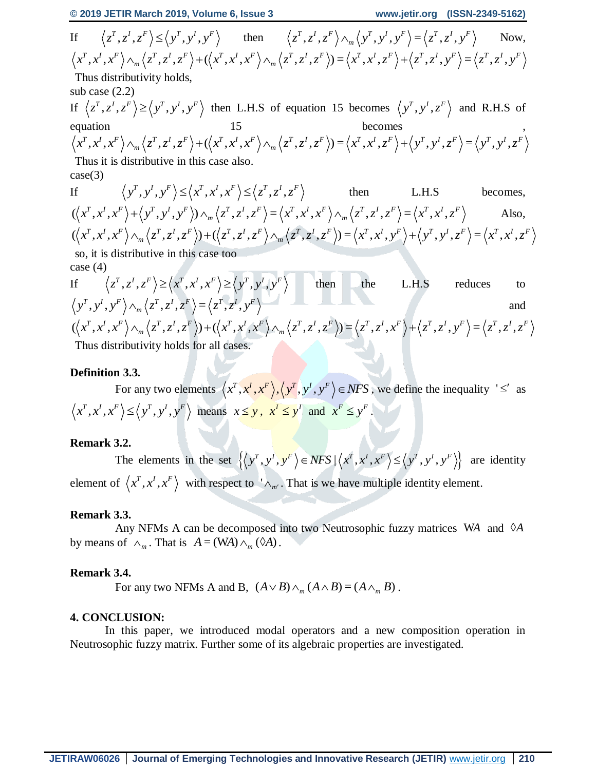If $\langle z^T, z^I, z^F \rangle \leq \langle y^T, y^I, y^F \rangle$ then $\langle z^T, z^I, z^F \rangle \wedge_m \langle y^T, y^I, y^F \rangle = \langle z^T, z^I, y^F \rangle$ Now, $\langle x^T, x^I, x^F \rangle \wedge_m \langle z^T, z^I, z^F \rangle + (\langle x^T, x^I, x^F \rangle \wedge_m \langle z^T, z^I, z^F \rangle) = \langle x^T, x^I, z^F \rangle + \langle z^T, z^I, y^F \rangle = \langle z^T, z^I, y^F \rangle$

Thus distributivity holds,

sub case (2.2)

If $\langle z^T, z^I, z^F \rangle \geq \langle y^T, y^I, y^F \rangle$ then L.H.S of equation 15 becomes $\langle y^T, y^I, z^F \rangle$ and R.H.S of equation 15 becomes , $\langle x^T, x^I, x^F \rangle \wedge_m \langle z^T, z^I, z^F \rangle + (\langle x^T, x^I, x^F \rangle \wedge_m \langle z^T, z^I, z^F \rangle) = \langle x^T, x^I, z^F \rangle + \langle y^T, y^I, z^F \rangle = \langle y^T, y^I, z^F \rangle$

Thus it is distributive in this case also.

case(3)

If $\langle y^T, y^I, y^F \rangle \leq \langle x^T, x^I, x^F \rangle \leq \langle z^T, z^I, z^F \rangle$ then L.H.S becomes, $(\langle x^T, x^I, x^F \rangle + \langle y^T, y^I, y^F \rangle) \wedge_m \langle z^T, z^I, z^F \rangle = \langle x^T, x^I, x^F \rangle \wedge_m \langle z^T, z^I, z^F \rangle = \langle x^T, x^I, z^F \rangle$ Also, $(\langle x^T, x^I, x^F \rangle \wedge_m \langle z^T, z^I, z^F \rangle) + (\langle z^T, z^I, z^F \rangle \wedge_m \langle z^T, z^I, z^F \rangle) = \langle x^T, x^I, y^F \rangle + \langle y^T, y^I, z^F \rangle = \langle x^T, x^I, z^F \rangle$

so, it is distributive in this case too

case (4)

If $\langle z^T, z^I, z^F \rangle \geq \langle x^T, x^I, x^F \rangle \geq \langle y^T, y^I, y^F \rangle$ then the L.H.S reduces to $\langle y^T, y^I, y^F \rangle \wedge_m \langle z^T, z^I, z^F \rangle = \langle z^T, z^I, y^F \rangle$ and $(\langle x^T, x^I, x^F \rangle \wedge_m \langle z^T, z^I, z^F \rangle) + (\langle x^T, x^I, x^F \rangle \wedge_m \langle z^T, z^I, z^F \rangle) = \langle z^T, z^I, x^F \rangle + \langle z^T, z^I, y^F \rangle = \langle z^T, z^I, z^F \rangle$

Thus distributivity holds for all cases.

**Definition 3.3.**

For any two elements $\langle x^T, x^I, x^F \rangle, \langle y^T, y^I, y^F \rangle \in NFS$, we define the inequality $'\leq'$ as $\langle x^T, x^I, x^F \rangle \leq \langle y^T, y^I, y^F \rangle$ means $x \leq y$, $x^I \leq y^I$ and $x^F \leq y^F$.

**Remark 3.2.**

The elements in the set $\{\langle y^T, y^I, y^F \rangle \in NFS \mid \langle x^T, x^I, x^F \rangle \leq \langle y^T, y^I, y^F \rangle\}$ are identity element of $\langle x^T, x^I, x^F \rangle$ with respect to $'\wedge_{m'}$. That is we have multiple identity element.

**Remark 3.3.**

Any NFMs A can be decomposed into two Neutrosophic fuzzy matrices $WA$ and $\Diamond A$ by means of $\wedge_m$. That is $A = (WA) \wedge_m (\Diamond A)$.

**Remark 3.4.**

For any two NFMs A and B, $(A \vee B) \wedge_m (A \wedge B) = (A \wedge_m B)$.

## 4. CONCLUSION:

In this paper, we introduced modal operators and a new composition operation in Neutrosophic fuzzy matrix. Further some of its algebraic properties are investigated.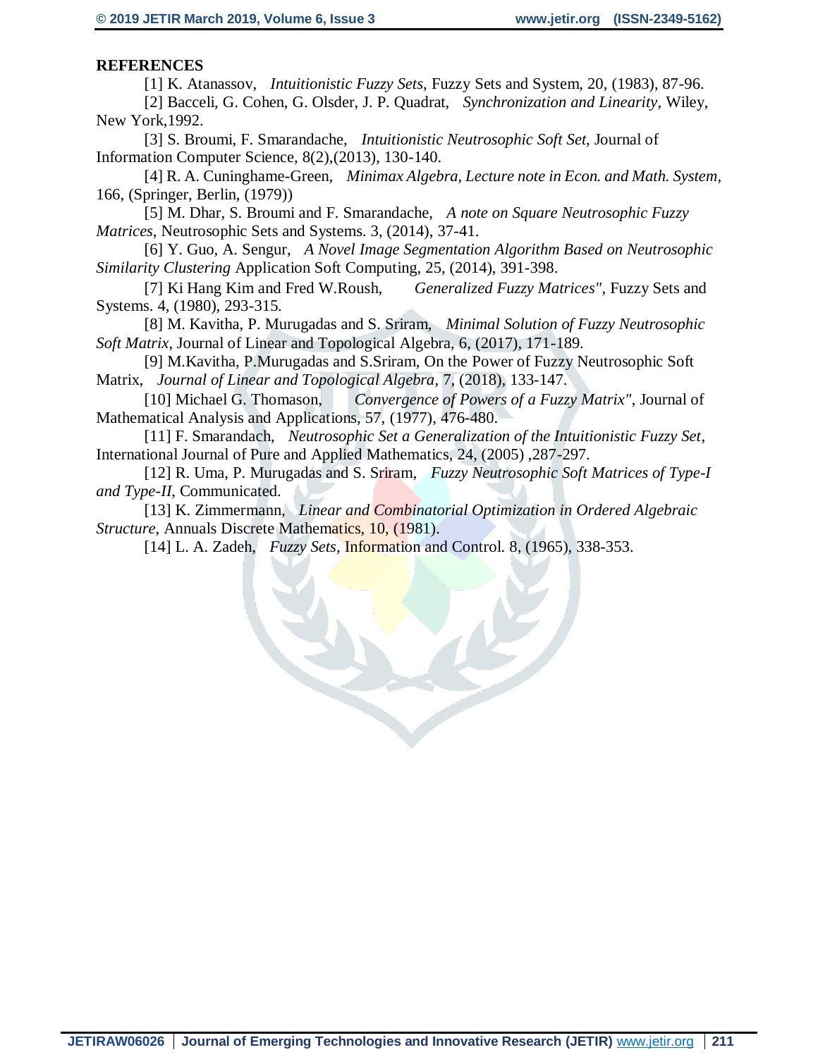## REFERENCES

[1] K. Atanassov, *Intuitionistic Fuzzy Sets*, Fuzzy Sets and System, 20, (1983), 87-96.

[2] Bacceli, G. Cohen, G. Olsder, J. P. Quadrat, *Synchronization and Linearity*, Wiley, New York,1992.

[3] S. Broumi, F. Smarandache, *Intuitionistic Neutrosophic Soft Set*, Journal of Information Computer Science, 8(2),(2013), 130-140.

[4] R. A. Cuninghame-Green, *Minimax Algebra, Lecture note in Econ. and Math. System*, 166, (Springer, Berlin, (1979))

[5] M. Dhar, S. Broumi and F. Smarandache, *A note on Square Neutrosophic Fuzzy Matrices*, Neutrosophic Sets and Systems. 3, (2014), 37-41.

[6] Y. Guo, A. Sengur, *A Novel Image Segmentation Algorithm Based on Neutrosophic Similarity Clustering* Application Soft Computing, 25, (2014), 391-398.

[7] Ki Hang Kim and Fred W.Roush, *Generalized Fuzzy Matrices"*, Fuzzy Sets and Systems. 4, (1980), 293-315.

[8] M. Kavitha, P. Murugadas and S. Sriram, *Minimal Solution of Fuzzy Neutrosophic Soft Matrix*, Journal of Linear and Topological Algebra, 6, (2017), 171-189.

[9] M.Kavitha, P.Murugadas and S.Sriram, On the Power of Fuzzy Neutrosophic Soft Matrix, *Journal of Linear and Topological Algebra*, 7, (2018), 133-147.

[10] Michael G. Thomason, *Convergence of Powers of a Fuzzy Matrix"*, Journal of Mathematical Analysis and Applications, 57, (1977), 476-480.

[11] F. Smarandach, *Neutrosophic Set a Generalization of the Intuitionistic Fuzzy Set*, International Journal of Pure and Applied Mathematics, 24, (2005) ,287-297.

[12] R. Uma, P. Murugadas and S. Sriram, *Fuzzy Neutrosophic Soft Matrices of Type-I and Type-II*, Communicated.

[13] K. Zimmermann, *Linear and Combinatorial Optimization in Ordered Algebraic Structure*, Annuals Discrete Mathematics, 10, (1981).

[14] L. A. Zadeh, *Fuzzy Sets*, Information and Control. 8, (1965), 338-353.